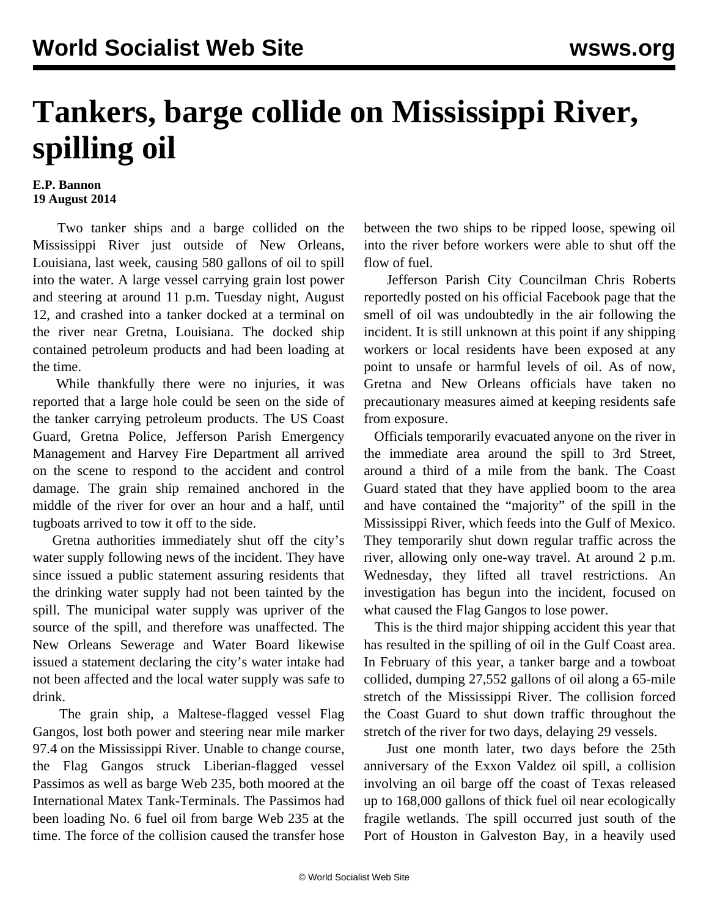# Tankers, barge collide on Mississippi River, spilling oil

**E.P. Bannon**
**19 August 2014**

Two tanker ships and a barge collided on the Mississippi River just outside of New Orleans, Louisiana, last week, causing 580 gallons of oil to spill into the water. A large vessel carrying grain lost power and steering at around 11 p.m. Tuesday night, August 12, and crashed into a tanker docked at a terminal on the river near Gretna, Louisiana. The docked ship contained petroleum products and had been loading at the time.

While thankfully there were no injuries, it was reported that a large hole could be seen on the side of the tanker carrying petroleum products. The US Coast Guard, Gretna Police, Jefferson Parish Emergency Management and Harvey Fire Department all arrived on the scene to respond to the accident and control damage. The grain ship remained anchored in the middle of the river for over an hour and a half, until tugboats arrived to tow it off to the side.

Gretna authorities immediately shut off the city's water supply following news of the incident. They have since issued a public statement assuring residents that the drinking water supply had not been tainted by the spill. The municipal water supply was upriver of the source of the spill, and therefore was unaffected. The New Orleans Sewerage and Water Board likewise issued a statement declaring the city's water intake had not been affected and the local water supply was safe to drink.

The grain ship, a Maltese-flagged vessel Flag Gangos, lost both power and steering near mile marker 97.4 on the Mississippi River. Unable to change course, the Flag Gangos struck Liberian-flagged vessel Passimos as well as barge Web 235, both moored at the International Matex Tank-Terminals. The Passimos had been loading No. 6 fuel oil from barge Web 235 at the time. The force of the collision caused the transfer hose between the two ships to be ripped loose, spewing oil into the river before workers were able to shut off the flow of fuel.

Jefferson Parish City Councilman Chris Roberts reportedly posted on his official Facebook page that the smell of oil was undoubtedly in the air following the incident. It is still unknown at this point if any shipping workers or local residents have been exposed at any point to unsafe or harmful levels of oil. As of now, Gretna and New Orleans officials have taken no precautionary measures aimed at keeping residents safe from exposure.

Officials temporarily evacuated anyone on the river in the immediate area around the spill to 3rd Street, around a third of a mile from the bank. The Coast Guard stated that they have applied boom to the area and have contained the "majority" of the spill in the Mississippi River, which feeds into the Gulf of Mexico. They temporarily shut down regular traffic across the river, allowing only one-way travel. At around 2 p.m. Wednesday, they lifted all travel restrictions. An investigation has begun into the incident, focused on what caused the Flag Gangos to lose power.

This is the third major shipping accident this year that has resulted in the spilling of oil in the Gulf Coast area. In February of this year, a tanker barge and a towboat collided, dumping 27,552 gallons of oil along a 65-mile stretch of the Mississippi River. The collision forced the Coast Guard to shut down traffic throughout the stretch of the river for two days, delaying 29 vessels.

Just one month later, two days before the 25th anniversary of the Exxon Valdez oil spill, a collision involving an oil barge off the coast of Texas released up to 168,000 gallons of thick fuel oil near ecologically fragile wetlands. The spill occurred just south of the Port of Houston in Galveston Bay, in a heavily used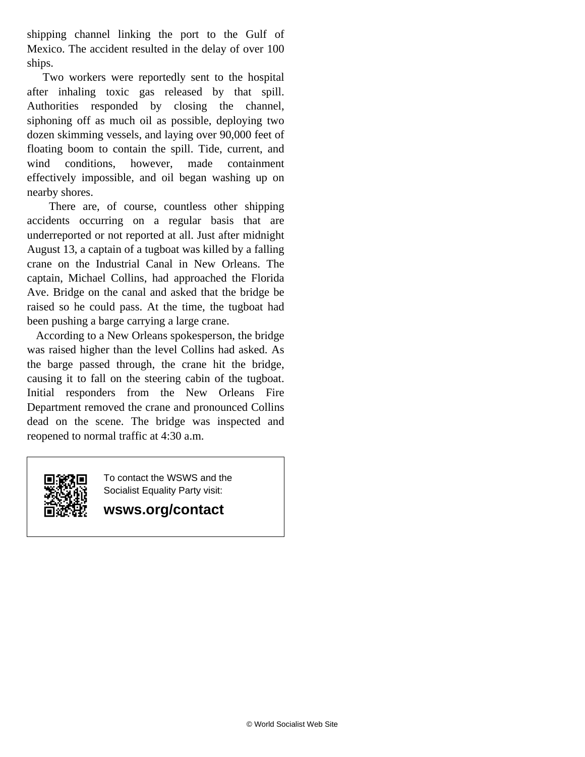shipping channel linking the port to the Gulf of Mexico. The accident resulted in the delay of over 100 ships.

Two workers were reportedly sent to the hospital after inhaling toxic gas released by that spill. Authorities responded by closing the channel, siphoning off as much oil as possible, deploying two dozen skimming vessels, and laying over 90,000 feet of floating boom to contain the spill. Tide, current, and wind conditions, however, made containment effectively impossible, and oil began washing up on nearby shores.

There are, of course, countless other shipping accidents occurring on a regular basis that are underreported or not reported at all. Just after midnight August 13, a captain of a tugboat was killed by a falling crane on the Industrial Canal in New Orleans. The captain, Michael Collins, had approached the Florida Ave. Bridge on the canal and asked that the bridge be raised so he could pass. At the time, the tugboat had been pushing a barge carrying a large crane.

According to a New Orleans spokesperson, the bridge was raised higher than the level Collins had asked. As the barge passed through, the crane hit the bridge, causing it to fall on the steering cabin of the tugboat. Initial responders from the New Orleans Fire Department removed the crane and pronounced Collins dead on the scene. The bridge was inspected and reopened to normal traffic at 4:30 a.m.

To contact the WSWS and the Socialist Equality Party visit:

**wsws.org/contact**